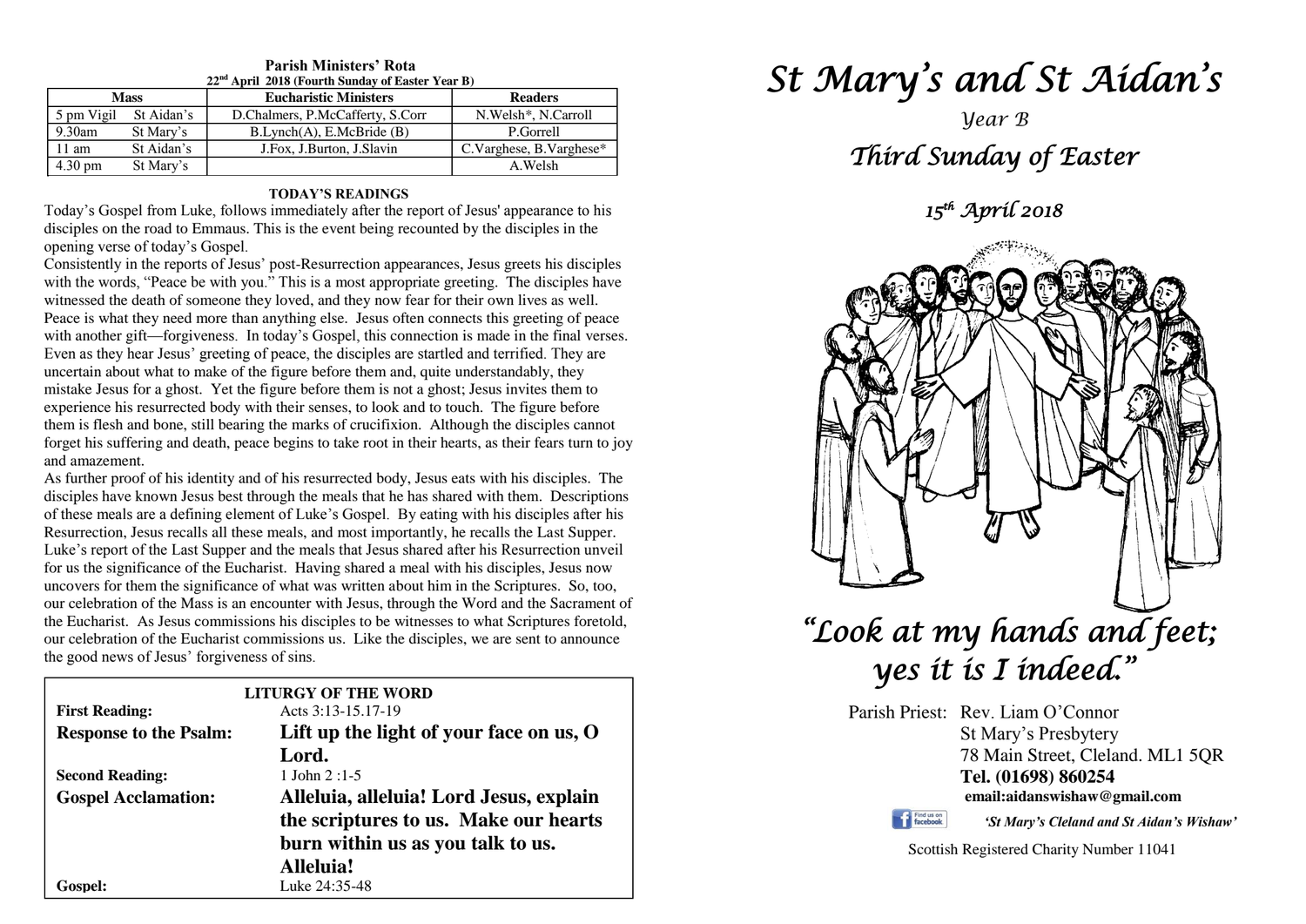## Parish Ministers' Rota

**22nd April 2018 (Fourth Sunday of Easter Year B)**

| Mass | | Eucharistic Ministers | Readers |
|---|---|---|---|
| 5 pm Vigil | St Aidan's | D.Chalmers, P.McCafferty, S.Corr | N.Welsh*, N.Carroll |
| 9.30am | St Mary's | B.Lynch(A), E.McBride (B) | P.Gorrell |
| 11 am | St Aidan's | J.Fox, J.Burton, J.Slavin | C.Varghese, B.Varghese* |
| 4.30 pm | St Mary's | | A.Welsh |

### TODAY'S READINGS

Today's Gospel from Luke, follows immediately after the report of Jesus' appearance to his disciples on the road to Emmaus. This is the event being recounted by the disciples in the opening verse of today's Gospel.

Consistently in the reports of Jesus' post-Resurrection appearances, Jesus greets his disciples with the words, "Peace be with you." This is a most appropriate greeting. The disciples have witnessed the death of someone they loved, and they now fear for their own lives as well. Peace is what they need more than anything else. Jesus often connects this greeting of peace with another gift—forgiveness. In today's Gospel, this connection is made in the final verses. Even as they hear Jesus' greeting of peace, the disciples are startled and terrified. They are uncertain about what to make of the figure before them and, quite understandably, they mistake Jesus for a ghost. Yet the figure before them is not a ghost; Jesus invites them to experience his resurrected body with their senses, to look and to touch. The figure before them is flesh and bone, still bearing the marks of crucifixion. Although the disciples cannot forget his suffering and death, peace begins to take root in their hearts, as their fears turn to joy and amazement.

As further proof of his identity and of his resurrected body, Jesus eats with his disciples. The disciples have known Jesus best through the meals that he has shared with them. Descriptions of these meals are a defining element of Luke's Gospel. By eating with his disciples after his Resurrection, Jesus recalls all these meals, and most importantly, he recalls the Last Supper. Luke's report of the Last Supper and the meals that Jesus shared after his Resurrection unveil for us the significance of the Eucharist. Having shared a meal with his disciples, Jesus now uncovers for them the significance of what was written about him in the Scriptures. So, too, our celebration of the Mass is an encounter with Jesus, through the Word and the Sacrament of the Eucharist. As Jesus commissions his disciples to be witnesses to what Scriptures foretold, our celebration of the Eucharist commissions us. Like the disciples, we are sent to announce the good news of Jesus' forgiveness of sins.

### LITURGY OF THE WORD

**First Reading:** Acts 3:13-15.17-19

**Response to the Psalm:** **Lift up the light of your face on us, O Lord.**

**Second Reading:** 1 John 2 :1-5

**Gospel Acclamation:** **Alleluia, alleluia! Lord Jesus, explain the scriptures to us. Make our hearts burn within us as you talk to us. Alleluia!**

**Gospel:** Luke 24:35-48

# *St Mary's and St Aidan's*

*Year B*

## *Third Sunday of Easter*

*15th April 2018*

## *"Look at my hands and feet; yes it is I indeed."*

Parish Priest: Rev. Liam O'Connor
St Mary's Presbytery
78 Main Street, Cleland. ML1 5QR
**Tel. (01698) 860254**
**email:aidanswishaw@gmail.com**

Find us on facebook ***'St Mary's Cleland and St Aidan's Wishaw'***

Scottish Registered Charity Number 11041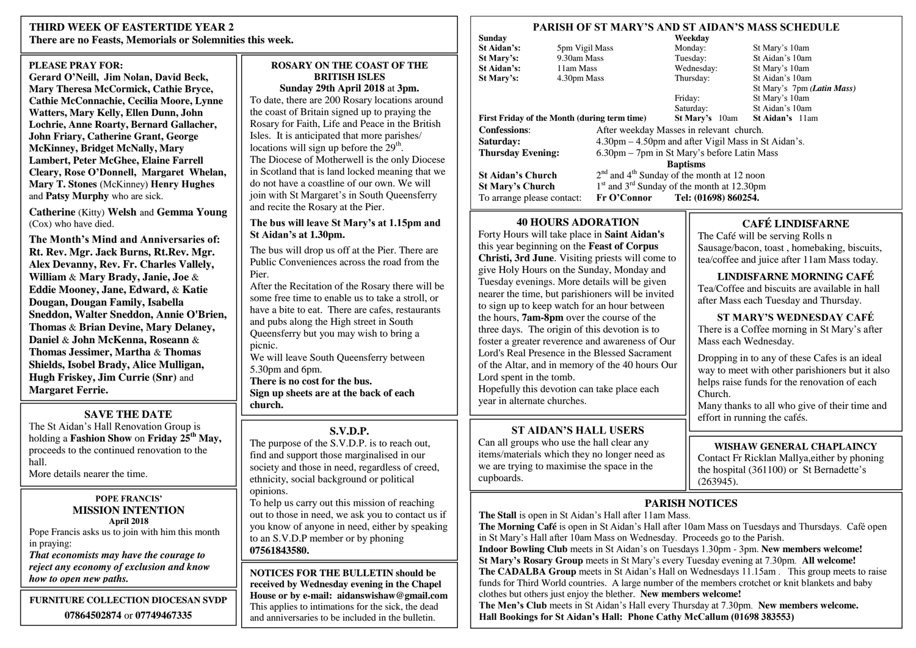## THIRD WEEK OF EASTERTIDE YEAR 2

**There are no Feasts, Memorials or Solemnities this week.**

### PLEASE PRAY FOR:

**Gerard O'Neill, Jim Nolan, David Beck, Mary Theresa McCormick, Cathie Bryce, Cathie McConnachie, Cecilia Moore, Lynne Watters, Mary Kelly, Ellen Dunn, John Lochrie, Anne Roarty, Bernard Gallacher, John Friary, Catherine Grant, George McKinney, Bridget McNally, Mary Lambert, Peter McGhee, Elaine Farrell Cleary, Rose O'Donnell, Margaret Whelan, Mary T. Stones** (McKinney) **Henry Hughes** and **Patsy Murphy** who are sick.

**Catherine** (Kitty) **Welsh** and **Gemma Young** (Cox) who have died.

**The Month's Mind and Anniversaries of: Rt. Rev. Mgr. Jack Burns, Rt.Rev. Mgr. Alex Devanny, Rev. Fr. Charles Vallely, William & Mary Brady, Janie, Joe & Eddie Mooney, Jane, Edward, & Katie Dougan, Dougan Family, Isabella Sneddon, Walter Sneddon, Annie O'Brien, Thomas & Brian Devine, Mary Delaney, Daniel & John McKenna, Roseann & Thomas Jessimer, Martha & Thomas Shields, Isobel Brady, Alice Mulligan, Hugh Friskey, Jim Currie (Snr)** and **Margaret Ferrie.**

### SAVE THE DATE

The St Aidan's Hall Renovation Group is holding a **Fashion Show** on **Friday 25th May,** proceeds to the continued renovation to the hall.

More details nearer the time.

### POPE FRANCIS' MISSION INTENTION

**April 2018**

Pope Francis asks us to join with him this month in praying:

***That economists may have the courage to reject any economy of exclusion and know how to open new paths.***

### FURNITURE COLLECTION DIOCESAN SVDP

**07864502874** or **07749467335**

### ROSARY ON THE COAST OF THE BRITISH ISLES

**Sunday 29th April 2018** at **3pm.**

To date, there are 200 Rosary locations around the coast of Britain signed up to praying the Rosary for Faith, Life and Peace in the British Isles. It is anticipated that more parishes/ locations will sign up before the 29th.

The Diocese of Motherwell is the only Diocese in Scotland that is land locked meaning that we do not have a coastline of our own. We will join with St Margaret's in South Queensferry and recite the Rosary at the Pier.

**The bus will leave St Mary's at 1.15pm and St Aidan's at 1.30pm.**

The bus will drop us off at the Pier. There are Public Conveniences across the road from the Pier.

After the Recitation of the Rosary there will be some free time to enable us to take a stroll, or have a bite to eat. There are cafes, restaurants and pubs along the High street in South Queensferry but you may wish to bring a picnic.

We will leave South Queensferry between 5.30pm and 6pm.

**There is no cost for the bus.**

**Sign up sheets are at the back of each church.**

### S.V.D.P.

The purpose of the S.V.D.P. is to reach out, find and support those marginalised in our society and those in need, regardless of creed, ethnicity, social background or political opinions.

To help us carry out this mission of reaching out to those in need, we ask you to contact us if you know of anyone in need, either by speaking to an S.V.D.P member or by phoning **07561843580.**

**NOTICES FOR THE BULLETIN should be received by Wednesday evening in the Chapel House or by e-mail: aidanswishaw@gmail.com**

This applies to intimations for the sick, the dead and anniversaries to be included in the bulletin.

### PARISH OF ST MARY'S AND ST AIDAN'S MASS SCHEDULE

| Sunday | | Weekday | |
|---|---|---|---|
| **St Aidan's:** | 5pm Vigil Mass | Monday: | St Mary's 10am |
| **St Mary's:** | 9.30am Mass | Tuesday: | St Aidan's 10am |
| **St Aidan's:** | 11am Mass | Wednesday: | St Mary's 10am |
| **St Mary's:** | 4.30pm Mass | Thursday: | St Aidan's 10am |
| | | | St Mary's 7pm ***(Latin Mass)*** |
| | | Friday: | St Mary's 10am |
| | | Saturday: | St Aidan's 10am |
| **First Friday of the Month (during term time)** | | **St Mary's** 10am | **St Aidan's** 11am |

**Confessions**: After weekday Masses in relevant church.

**Saturday:** 4.30pm – 4.50pm and after Vigil Mass in St Aidan's.

**Thursday Evening:** 6.30pm – 7pm in St Mary's before Latin Mass

**Baptisms**

**St Aidan's Church** 2nd and 4th Sunday of the month at 12 noon

**St Mary's Church** 1st and 3rd Sunday of the month at 12.30pm

To arrange please contact: **Fr O'Connor Tel: (01698) 860254.**

### 40 HOURS ADORATION

Forty Hours will take place in **Saint Aidan's** this year beginning on the **Feast of Corpus Christi, 3rd June**. Visiting priests will come to give Holy Hours on the Sunday, Monday and Tuesday evenings. More details will be given nearer the time, but parishioners will be invited to sign up to keep watch for an hour between the hours, **7am-8pm** over the course of the three days. The origin of this devotion is to foster a greater reverence and awareness of Our Lord's Real Presence in the Blessed Sacrament of the Altar, and in memory of the 40 hours Our Lord spent in the tomb.

Hopefully this devotion can take place each year in alternate churches.

### ST AIDAN'S HALL USERS

Can all groups who use the hall clear any items/materials which they no longer need as we are trying to maximise the space in the cupboards.

### CAFÉ LINDISFARNE

The Café will be serving Rolls n Sausage/bacon, toast , homebaking, biscuits, tea/coffee and juice after 11am Mass today.

### LINDISFARNE MORNING CAFÉ

Tea/Coffee and biscuits are available in hall after Mass each Tuesday and Thursday.

### ST MARY'S WEDNESDAY CAFÉ

There is a Coffee morning in St Mary's after Mass each Wednesday.

Dropping in to any of these Cafes is an ideal way to meet with other parishioners but it also helps raise funds for the renovation of each Church.

Many thanks to all who give of their time and effort in running the cafés.

### WISHAW GENERAL CHAPLAINCY

Contact Fr Ricklan Mallya,either by phoning the hospital (361100) or St Bernadette's (263945).

### PARISH NOTICES

**The Stall** is open in St Aidan's Hall after 11am Mass.

**The Morning Café** is open in St Aidan's Hall after 10am Mass on Tuesdays and Thursdays. Café open in St Mary's Hall after 10am Mass on Wednesday. Proceeds go to the Parish.

**Indoor Bowling Club** meets in St Aidan's on Tuesdays 1.30pm - 3pm. **New members welcome!**

**St Mary's Rosary Group** meets in St Mary's every Tuesday evening at 7.30pm. **All welcome!**

**The CADALBA Group** meets in St Aidan's Hall on Wednesdays 11.15am . This group meets to raise funds for Third World countries. A large number of the members crotchet or knit blankets and baby clothes but others just enjoy the blether. **New members welcome!**

**The Men's Club** meets in St Aidan's Hall every Thursday at 7.30pm. **New members welcome.**

**Hall Bookings for St Aidan's Hall: Phone Cathy McCallum (01698 383553)**